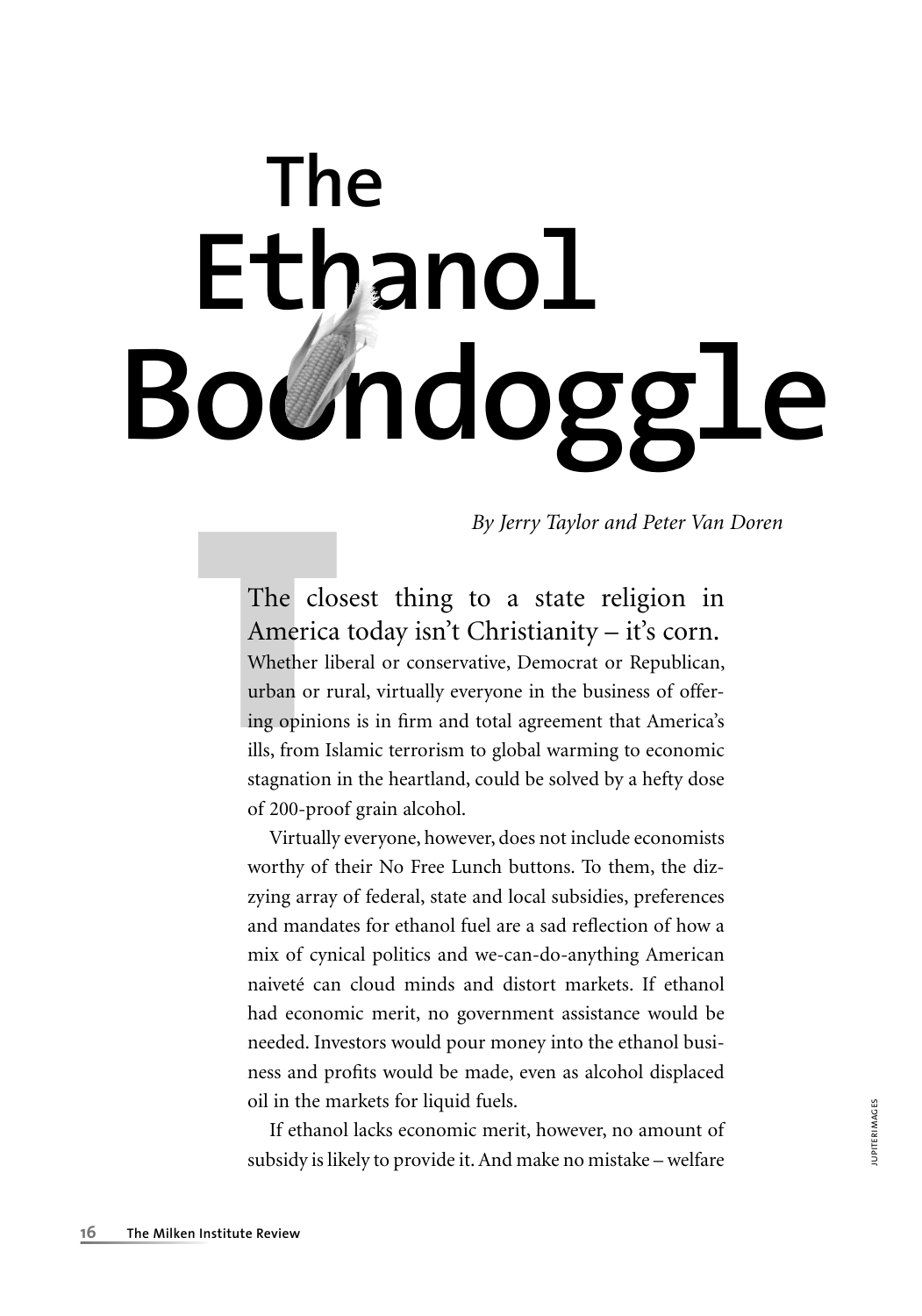# The Ethanol Boondoggle

*By Jerry Taylor and Peter Van Doren*

The closest thing to a state religion in America today isn't Christianity – it's corn. Whether liberal or conservative, Democrat or Republican, urban or rural, virtually everyone in the business of offering opinions is in firm and total agreement that America's ills, from Islamic terrorism to global warming to economic stagnation in the heartland, could be solved by a hefty dose of 200-proof grain alcohol.

Virtually everyone, however, does not include economists worthy of their No Free Lunch buttons. To them, the dizzying array of federal, state and local subsidies, preferences and mandates for ethanol fuel are a sad reflection of how a mix of cynical politics and we-can-do-anything American naiveté can cloud minds and distort markets. If ethanol had economic merit, no government assistance would be needed. Investors would pour money into the ethanol business and profits would be made, even as alcohol displaced oil in the markets for liquid fuels.

If ethanol lacks economic merit, however, no amount of subsidy is likely to provide it. And make no mistake – welfare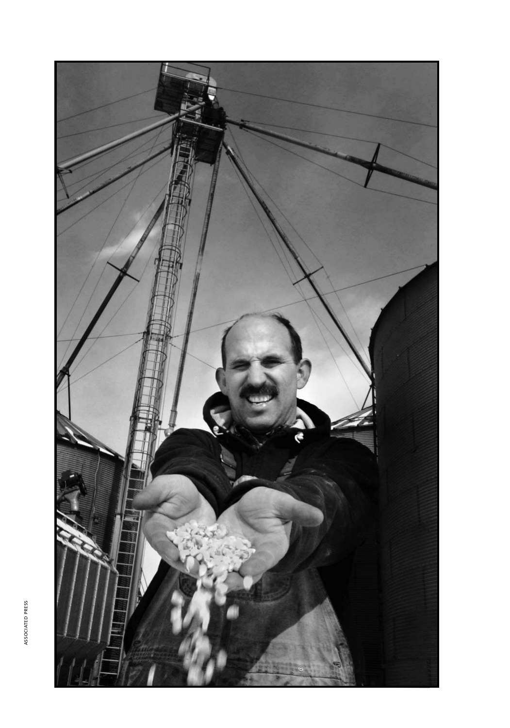ASSOCIATED PRESS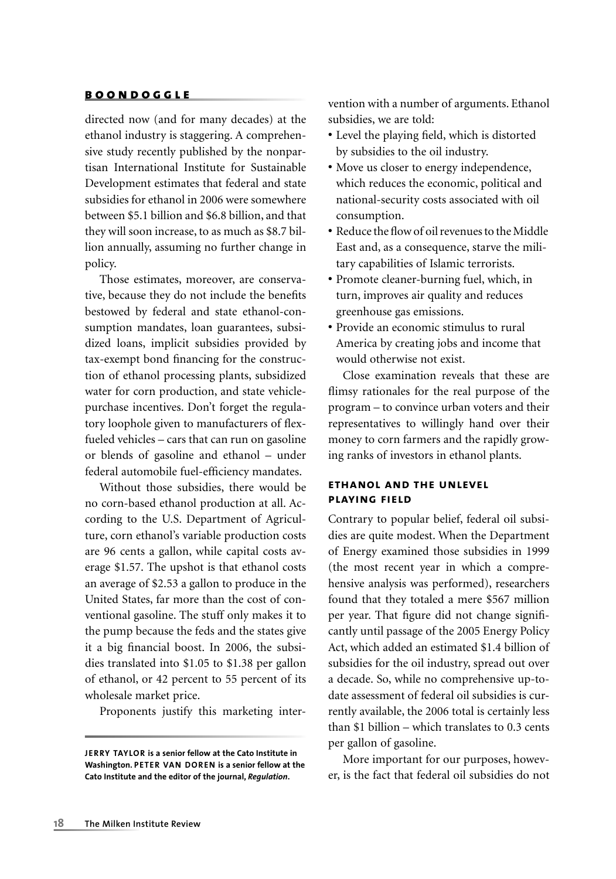directed now (and for many decades) at the ethanol industry is staggering. A comprehensive study recently published by the nonpartisan International Institute for Sustainable Development estimates that federal and state subsidies for ethanol in 2006 were somewhere between $5.1 billion and $6.8 billion, and that they will soon increase, to as much as $8.7 billion annually, assuming no further change in policy.

Those estimates, moreover, are conservative, because they do not include the benefits bestowed by federal and state ethanol-consumption mandates, loan guarantees, subsidized loans, implicit subsidies provided by tax-exempt bond financing for the construction of ethanol processing plants, subsidized water for corn production, and state vehicle-purchase incentives. Don't forget the regulatory loophole given to manufacturers of flex-fueled vehicles – cars that can run on gasoline or blends of gasoline and ethanol – under federal automobile fuel-efficiency mandates.

Without those subsidies, there would be no corn-based ethanol production at all. According to the U.S. Department of Agriculture, corn ethanol's variable production costs are 96 cents a gallon, while capital costs average $1.57. The upshot is that ethanol costs an average of $2.53 a gallon to produce in the United States, far more than the cost of conventional gasoline. The stuff only makes it to the pump because the feds and the states give it a big financial boost. In 2006, the subsidies translated into $1.05 to $1.38 per gallon of ethanol, or 42 percent to 55 percent of its wholesale market price.

Proponents justify this marketing intervention with a number of arguments. Ethanol subsidies, we are told:

- Level the playing field, which is distorted by subsidies to the oil industry.
- Move us closer to energy independence, which reduces the economic, political and national-security costs associated with oil consumption.
- Reduce the flow of oil revenues to the Middle East and, as a consequence, starve the military capabilities of Islamic terrorists.
- Promote cleaner-burning fuel, which, in turn, improves air quality and reduces greenhouse gas emissions.
- Provide an economic stimulus to rural America by creating jobs and income that would otherwise not exist.

Close examination reveals that these are flimsy rationales for the real purpose of the program – to convince urban voters and their representatives to willingly hand over their money to corn farmers and the rapidly growing ranks of investors in ethanol plants.

## ETHANOL AND THE UNLEVEL PLAYING FIELD

Contrary to popular belief, federal oil subsidies are quite modest. When the Department of Energy examined those subsidies in 1999 (the most recent year in which a comprehensive analysis was performed), researchers found that they totaled a mere $567 million per year. That figure did not change significantly until passage of the 2005 Energy Policy Act, which added an estimated $1.4 billion of subsidies for the oil industry, spread out over a decade. So, while no comprehensive up-to-date assessment of federal oil subsidies is currently available, the 2006 total is certainly less than $1 billion – which translates to 0.3 cents per gallon of gasoline.

More important for our purposes, however, is the fact that federal oil subsidies do not

---

**JERRY TAYLOR is a senior fellow at the Cato Institute in Washington. PETER VAN DOREN is a senior fellow at the Cato Institute and the editor of the journal, *Regulation*.**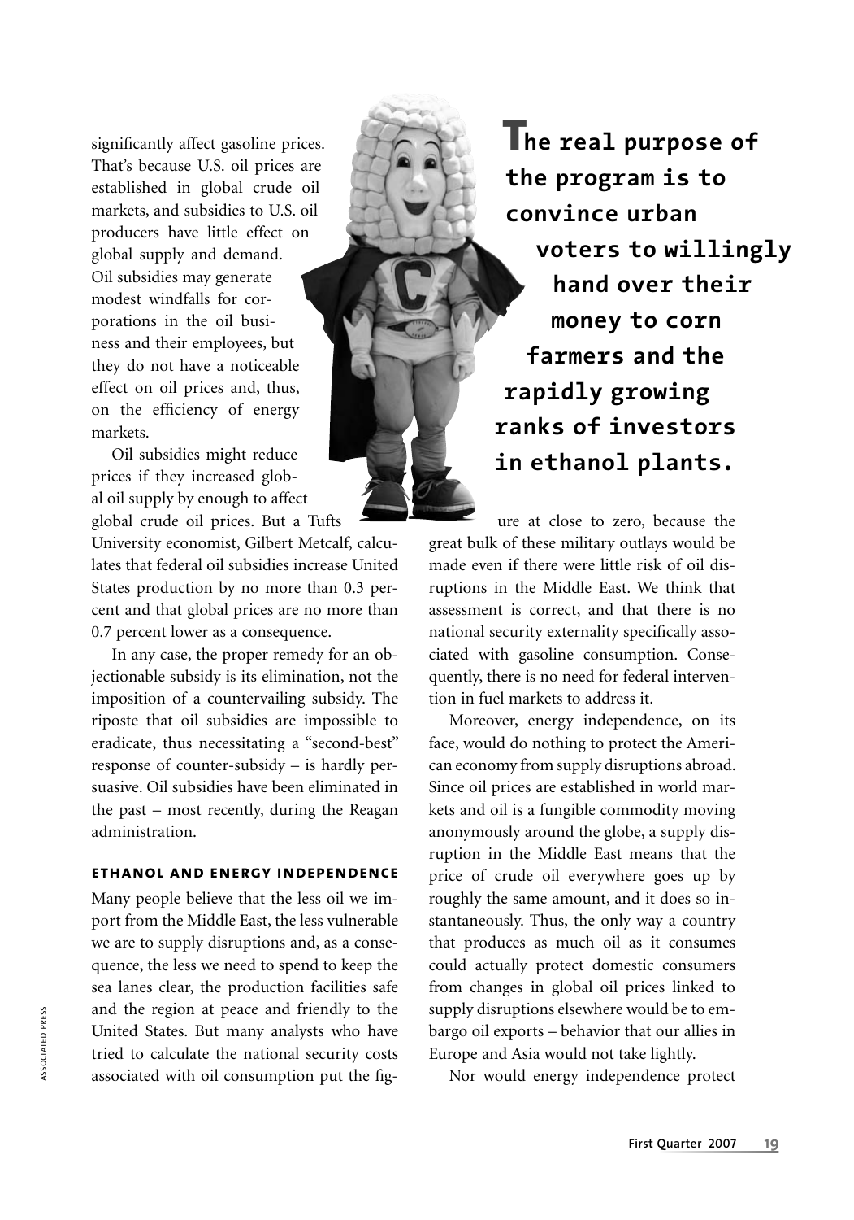significantly affect gasoline prices. That's because U.S. oil prices are established in global crude oil markets, and subsidies to U.S. oil producers have little effect on global supply and demand. Oil subsidies may generate modest windfalls for corporations in the oil business and their employees, but they do not have a noticeable effect on oil prices and, thus, on the efficiency of energy markets.

Oil subsidies might reduce prices if they increased global oil supply by enough to affect global crude oil prices. But a Tufts University economist, Gilbert Metcalf, calculates that federal oil subsidies increase United States production by no more than 0.3 percent and that global prices are no more than 0.7 percent lower as a consequence.

In any case, the proper remedy for an objectionable subsidy is its elimination, not the imposition of a countervailing subsidy. The riposte that oil subsidies are impossible to eradicate, thus necessitating a "second-best" response of counter-subsidy – is hardly persuasive. Oil subsidies have been eliminated in the past – most recently, during the Reagan administration.

> **The real purpose of the program is to convince urban voters to willingly hand over their money to corn farmers and the rapidly growing ranks of investors in ethanol plants.**

### ETHANOL AND ENERGY INDEPENDENCE

Many people believe that the less oil we import from the Middle East, the less vulnerable we are to supply disruptions and, as a consequence, the less we need to spend to keep the sea lanes clear, the production facilities safe and the region at peace and friendly to the United States. But many analysts who have tried to calculate the national security costs associated with oil consumption put the figure at close to zero, because the great bulk of these military outlays would be made even if there were little risk of oil disruptions in the Middle East. We think that assessment is correct, and that there is no national security externality specifically associated with gasoline consumption. Consequently, there is no need for federal intervention in fuel markets to address it.

Moreover, energy independence, on its face, would do nothing to protect the American economy from supply disruptions abroad. Since oil prices are established in world markets and oil is a fungible commodity moving anonymously around the globe, a supply disruption in the Middle East means that the price of crude oil everywhere goes up by roughly the same amount, and it does so instantaneously. Thus, the only way a country that produces as much oil as it consumes could actually protect domestic consumers from changes in global oil prices linked to supply disruptions elsewhere would be to embargo oil exports – behavior that our allies in Europe and Asia would not take lightly.

Nor would energy independence protect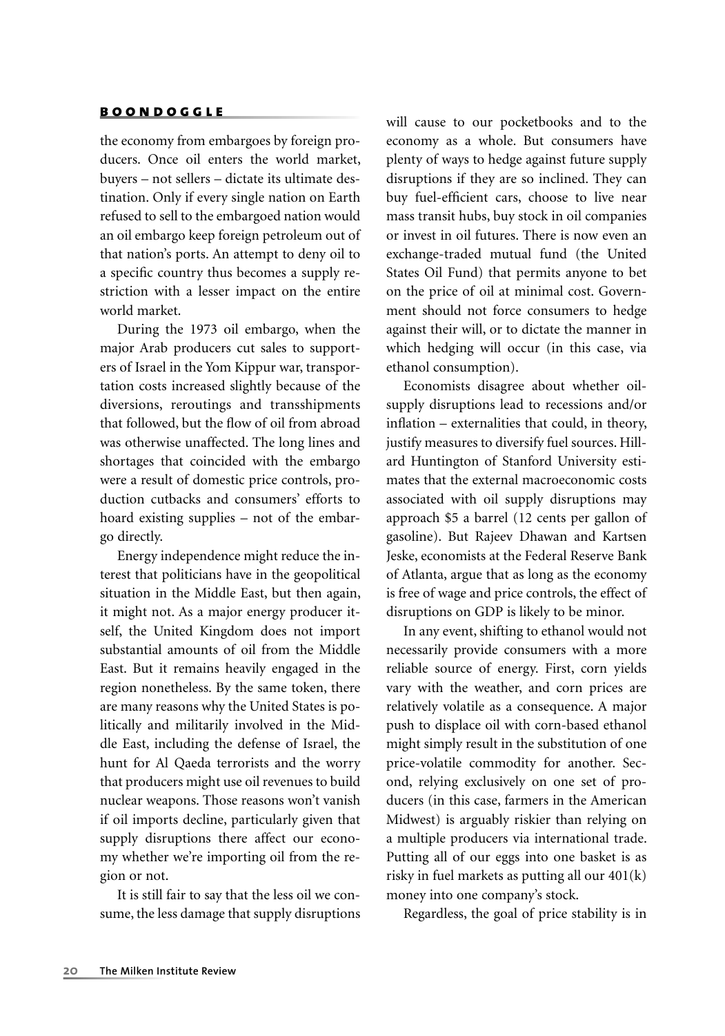the economy from embargoes by foreign producers. Once oil enters the world market, buyers – not sellers – dictate its ultimate destination. Only if every single nation on Earth refused to sell to the embargoed nation would an oil embargo keep foreign petroleum out of that nation's ports. An attempt to deny oil to a specific country thus becomes a supply restriction with a lesser impact on the entire world market.

During the 1973 oil embargo, when the major Arab producers cut sales to supporters of Israel in the Yom Kippur war, transportation costs increased slightly because of the diversions, reroutings and transshipments that followed, but the flow of oil from abroad was otherwise unaffected. The long lines and shortages that coincided with the embargo were a result of domestic price controls, production cutbacks and consumers' efforts to hoard existing supplies – not of the embargo directly.

Energy independence might reduce the interest that politicians have in the geopolitical situation in the Middle East, but then again, it might not. As a major energy producer itself, the United Kingdom does not import substantial amounts of oil from the Middle East. But it remains heavily engaged in the region nonetheless. By the same token, there are many reasons why the United States is politically and militarily involved in the Middle East, including the defense of Israel, the hunt for Al Qaeda terrorists and the worry that producers might use oil revenues to build nuclear weapons. Those reasons won't vanish if oil imports decline, particularly given that supply disruptions there affect our economy whether we're importing oil from the region or not.

It is still fair to say that the less oil we consume, the less damage that supply disruptions will cause to our pocketbooks and to the economy as a whole. But consumers have plenty of ways to hedge against future supply disruptions if they are so inclined. They can buy fuel-efficient cars, choose to live near mass transit hubs, buy stock in oil companies or invest in oil futures. There is now even an exchange-traded mutual fund (the United States Oil Fund) that permits anyone to bet on the price of oil at minimal cost. Government should not force consumers to hedge against their will, or to dictate the manner in which hedging will occur (in this case, via ethanol consumption).

Economists disagree about whether oil-supply disruptions lead to recessions and/or inflation – externalities that could, in theory, justify measures to diversify fuel sources. Hillard Huntington of Stanford University estimates that the external macroeconomic costs associated with oil supply disruptions may approach $5 a barrel (12 cents per gallon of gasoline). But Rajeev Dhawan and Kartsen Jeske, economists at the Federal Reserve Bank of Atlanta, argue that as long as the economy is free of wage and price controls, the effect of disruptions on GDP is likely to be minor.

In any event, shifting to ethanol would not necessarily provide consumers with a more reliable source of energy. First, corn yields vary with the weather, and corn prices are relatively volatile as a consequence. A major push to displace oil with corn-based ethanol might simply result in the substitution of one price-volatile commodity for another. Second, relying exclusively on one set of producers (in this case, farmers in the American Midwest) is arguably riskier than relying on a multiple producers via international trade. Putting all of our eggs into one basket is as risky in fuel markets as putting all our 401(k) money into one company's stock.

Regardless, the goal of price stability is in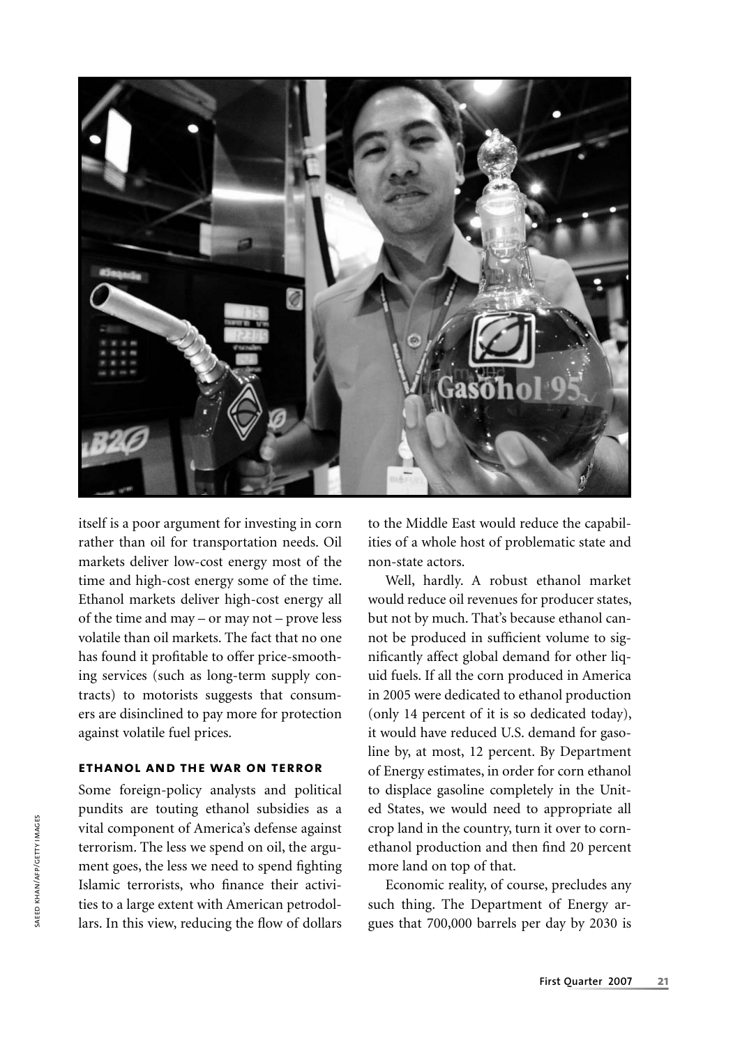itself is a poor argument for investing in corn rather than oil for transportation needs. Oil markets deliver low-cost energy most of the time and high-cost energy some of the time. Ethanol markets deliver high-cost energy all of the time and may – or may not – prove less volatile than oil markets. The fact that no one has found it profitable to offer price-smoothing services (such as long-term supply contracts) to motorists suggests that consumers are disinclined to pay more for protection against volatile fuel prices.

### ETHANOL AND THE WAR ON TERROR

Some foreign-policy analysts and political pundits are touting ethanol subsidies as a vital component of America's defense against terrorism. The less we spend on oil, the argument goes, the less we need to spend fighting Islamic terrorists, who finance their activities to a large extent with American petrodollars. In this view, reducing the flow of dollars to the Middle East would reduce the capabilities of a whole host of problematic state and non-state actors.

Well, hardly. A robust ethanol market would reduce oil revenues for producer states, but not by much. That's because ethanol cannot be produced in sufficient volume to significantly affect global demand for other liquid fuels. If all the corn produced in America in 2005 were dedicated to ethanol production (only 14 percent of it is so dedicated today), it would have reduced U.S. demand for gasoline by, at most, 12 percent. By Department of Energy estimates, in order for corn ethanol to displace gasoline completely in the United States, we would need to appropriate all crop land in the country, turn it over to corn-ethanol production and then find 20 percent more land on top of that.

Economic reality, of course, precludes any such thing. The Department of Energy argues that 700,000 barrels per day by 2030 is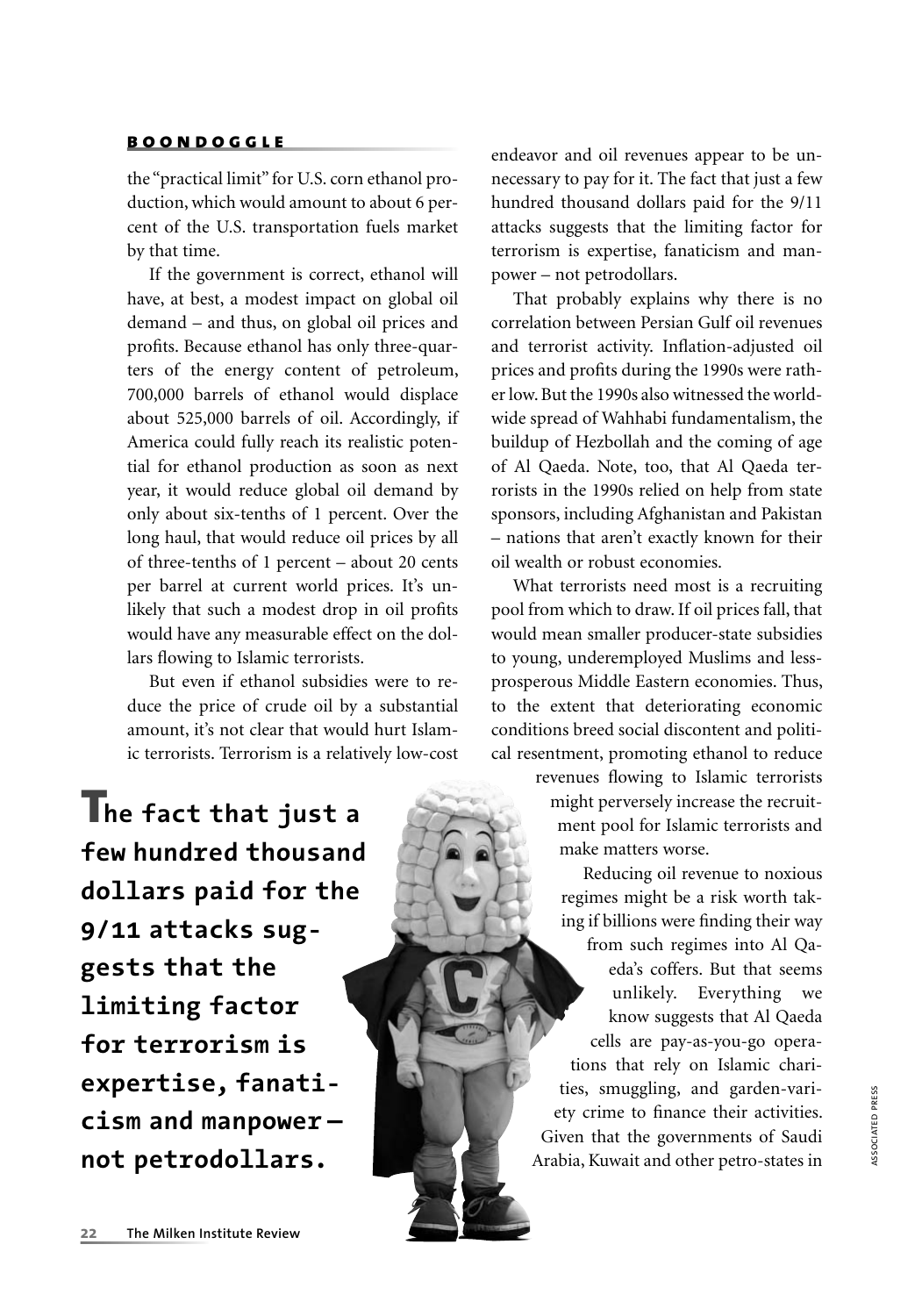the "practical limit" for U.S. corn ethanol production, which would amount to about 6 percent of the U.S. transportation fuels market by that time.

If the government is correct, ethanol will have, at best, a modest impact on global oil demand – and thus, on global oil prices and profits. Because ethanol has only three-quarters of the energy content of petroleum, 700,000 barrels of ethanol would displace about 525,000 barrels of oil. Accordingly, if America could fully reach its realistic potential for ethanol production as soon as next year, it would reduce global oil demand by only about six-tenths of 1 percent. Over the long haul, that would reduce oil prices by all of three-tenths of 1 percent – about 20 cents per barrel at current world prices. It's unlikely that such a modest drop in oil profits would have any measurable effect on the dollars flowing to Islamic terrorists.

But even if ethanol subsidies were to reduce the price of crude oil by a substantial amount, it's not clear that would hurt Islamic terrorists. Terrorism is a relatively low-cost endeavor and oil revenues appear to be unnecessary to pay for it. The fact that just a few hundred thousand dollars paid for the 9/11 attacks suggests that the limiting factor for terrorism is expertise, fanaticism and manpower – not petrodollars.

**The fact that just a few hundred thousand dollars paid for the 9/11 attacks suggests that the limiting factor for terrorism is expertise, fanaticism and manpower – not petrodollars.**

That probably explains why there is no correlation between Persian Gulf oil revenues and terrorist activity. Inflation-adjusted oil prices and profits during the 1990s were rather low. But the 1990s also witnessed the worldwide spread of Wahhabi fundamentalism, the buildup of Hezbollah and the coming of age of Al Qaeda. Note, too, that Al Qaeda terrorists in the 1990s relied on help from state sponsors, including Afghanistan and Pakistan – nations that aren't exactly known for their oil wealth or robust economies.

What terrorists need most is a recruiting pool from which to draw. If oil prices fall, that would mean smaller producer-state subsidies to young, underemployed Muslims and less-prosperous Middle Eastern economies. Thus, to the extent that deteriorating economic conditions breed social discontent and political resentment, promoting ethanol to reduce revenues flowing to Islamic terrorists might perversely increase the recruitment pool for Islamic terrorists and make matters worse.

Reducing oil revenue to noxious regimes might be a risk worth taking if billions were finding their way from such regimes into Al Qaeda's coffers. But that seems unlikely. Everything we know suggests that Al Qaeda cells are pay-as-you-go operations that rely on Islamic charities, smuggling, and garden-variety crime to finance their activities. Given that the governments of Saudi Arabia, Kuwait and other petro-states in

ASSOCIATED PRESS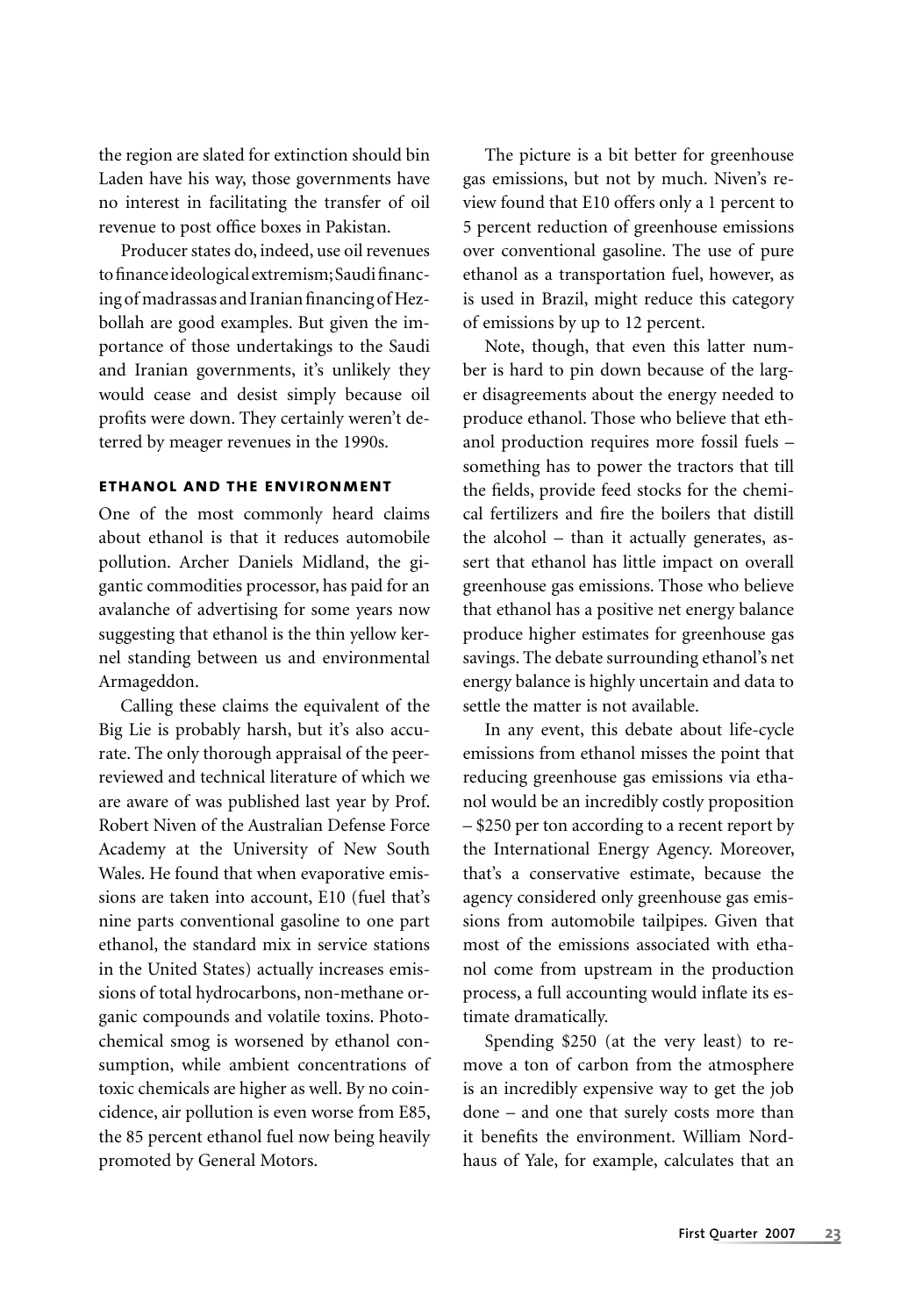the region are slated for extinction should bin Laden have his way, those governments have no interest in facilitating the transfer of oil revenue to post office boxes in Pakistan.

Producer states do, indeed, use oil revenues to finance ideological extremism; Saudi financing of madrassas and Iranian financing of Hezbollah are good examples. But given the importance of those undertakings to the Saudi and Iranian governments, it's unlikely they would cease and desist simply because oil profits were down. They certainly weren't deterred by meager revenues in the 1990s.

## ETHANOL AND THE ENVIRONMENT

One of the most commonly heard claims about ethanol is that it reduces automobile pollution. Archer Daniels Midland, the gigantic commodities processor, has paid for an avalanche of advertising for some years now suggesting that ethanol is the thin yellow kernel standing between us and environmental Armageddon.

Calling these claims the equivalent of the Big Lie is probably harsh, but it's also accurate. The only thorough appraisal of the peer-reviewed and technical literature of which we are aware of was published last year by Prof. Robert Niven of the Australian Defense Force Academy at the University of New South Wales. He found that when evaporative emissions are taken into account, E10 (fuel that's nine parts conventional gasoline to one part ethanol, the standard mix in service stations in the United States) actually increases emissions of total hydrocarbons, non-methane organic compounds and volatile toxins. Photochemical smog is worsened by ethanol consumption, while ambient concentrations of toxic chemicals are higher as well. By no coincidence, air pollution is even worse from E85, the 85 percent ethanol fuel now being heavily promoted by General Motors.

The picture is a bit better for greenhouse gas emissions, but not by much. Niven's review found that E10 offers only a 1 percent to 5 percent reduction of greenhouse emissions over conventional gasoline. The use of pure ethanol as a transportation fuel, however, as is used in Brazil, might reduce this category of emissions by up to 12 percent.

Note, though, that even this latter number is hard to pin down because of the larger disagreements about the energy needed to produce ethanol. Those who believe that ethanol production requires more fossil fuels – something has to power the tractors that till the fields, provide feed stocks for the chemical fertilizers and fire the boilers that distill the alcohol – than it actually generates, assert that ethanol has little impact on overall greenhouse gas emissions. Those who believe that ethanol has a positive net energy balance produce higher estimates for greenhouse gas savings. The debate surrounding ethanol's net energy balance is highly uncertain and data to settle the matter is not available.

In any event, this debate about life-cycle emissions from ethanol misses the point that reducing greenhouse gas emissions via ethanol would be an incredibly costly proposition – $250 per ton according to a recent report by the International Energy Agency. Moreover, that's a conservative estimate, because the agency considered only greenhouse gas emissions from automobile tailpipes. Given that most of the emissions associated with ethanol come from upstream in the production process, a full accounting would inflate its estimate dramatically.

Spending $250 (at the very least) to remove a ton of carbon from the atmosphere is an incredibly expensive way to get the job done – and one that surely costs more than it benefits the environment. William Nordhaus of Yale, for example, calculates that an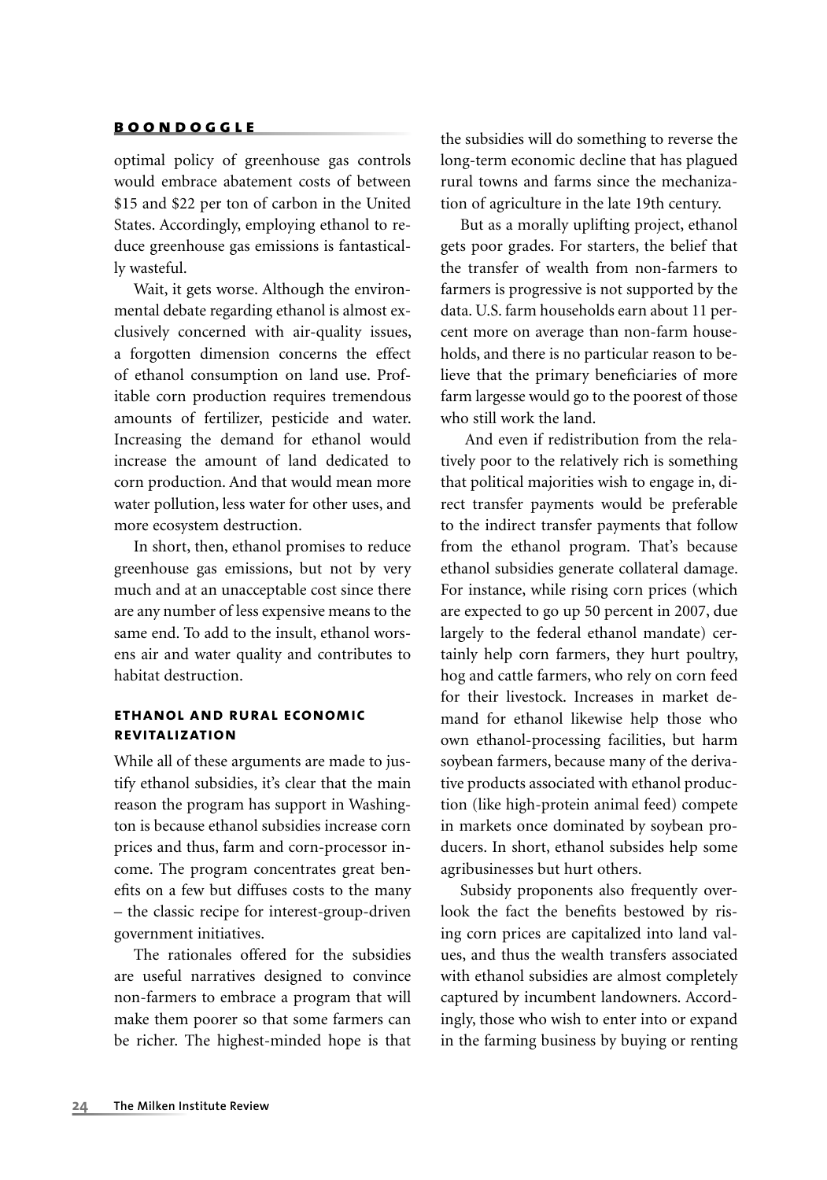optimal policy of greenhouse gas controls would embrace abatement costs of between \$15 and \$22 per ton of carbon in the United States. Accordingly, employing ethanol to reduce greenhouse gas emissions is fantastically wasteful.

Wait, it gets worse. Although the environmental debate regarding ethanol is almost exclusively concerned with air-quality issues, a forgotten dimension concerns the effect of ethanol consumption on land use. Profitable corn production requires tremendous amounts of fertilizer, pesticide and water. Increasing the demand for ethanol would increase the amount of land dedicated to corn production. And that would mean more water pollution, less water for other uses, and more ecosystem destruction.

In short, then, ethanol promises to reduce greenhouse gas emissions, but not by very much and at an unacceptable cost since there are any number of less expensive means to the same end. To add to the insult, ethanol worsens air and water quality and contributes to habitat destruction.

### ETHANOL AND RURAL ECONOMIC REVITALIZATION

While all of these arguments are made to justify ethanol subsidies, it's clear that the main reason the program has support in Washington is because ethanol subsidies increase corn prices and thus, farm and corn-processor income. The program concentrates great benefits on a few but diffuses costs to the many – the classic recipe for interest-group-driven government initiatives.

The rationales offered for the subsidies are useful narratives designed to convince non-farmers to embrace a program that will make them poorer so that some farmers can be richer. The highest-minded hope is that the subsidies will do something to reverse the long-term economic decline that has plagued rural towns and farms since the mechanization of agriculture in the late 19th century.

But as a morally uplifting project, ethanol gets poor grades. For starters, the belief that the transfer of wealth from non-farmers to farmers is progressive is not supported by the data. U.S. farm households earn about 11 percent more on average than non-farm households, and there is no particular reason to believe that the primary beneficiaries of more farm largesse would go to the poorest of those who still work the land.

And even if redistribution from the relatively poor to the relatively rich is something that political majorities wish to engage in, direct transfer payments would be preferable to the indirect transfer payments that follow from the ethanol program. That's because ethanol subsidies generate collateral damage. For instance, while rising corn prices (which are expected to go up 50 percent in 2007, due largely to the federal ethanol mandate) certainly help corn farmers, they hurt poultry, hog and cattle farmers, who rely on corn feed for their livestock. Increases in market demand for ethanol likewise help those who own ethanol-processing facilities, but harm soybean farmers, because many of the derivative products associated with ethanol production (like high-protein animal feed) compete in markets once dominated by soybean producers. In short, ethanol subsides help some agribusinesses but hurt others.

Subsidy proponents also frequently overlook the fact the benefits bestowed by rising corn prices are capitalized into land values, and thus the wealth transfers associated with ethanol subsidies are almost completely captured by incumbent landowners. Accordingly, those who wish to enter into or expand in the farming business by buying or renting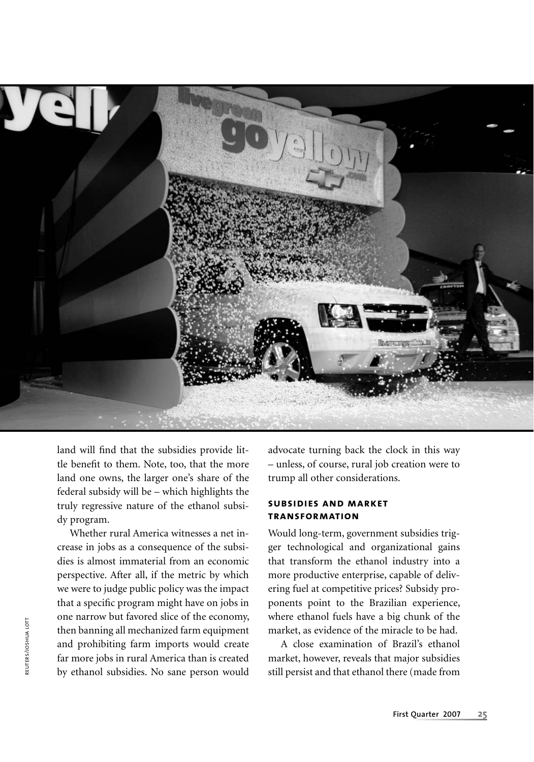land will find that the subsidies provide little benefit to them. Note, too, that the more land one owns, the larger one's share of the federal subsidy will be – which highlights the truly regressive nature of the ethanol subsidy program.

Whether rural America witnesses a net increase in jobs as a consequence of the subsidies is almost immaterial from an economic perspective. After all, if the metric by which we were to judge public policy was the impact that a specific program might have on jobs in one narrow but favored slice of the economy, then banning all mechanized farm equipment and prohibiting farm imports would create far more jobs in rural America than is created by ethanol subsidies. No sane person would advocate turning back the clock in this way – unless, of course, rural job creation were to trump all other considerations.

### SUBSIDIES AND MARKET TRANSFORMATION

Would long-term, government subsidies trigger technological and organizational gains that transform the ethanol industry into a more productive enterprise, capable of delivering fuel at competitive prices? Subsidy proponents point to the Brazilian experience, where ethanol fuels have a big chunk of the market, as evidence of the miracle to be had.

A close examination of Brazil's ethanol market, however, reveals that major subsidies still persist and that ethanol there (made from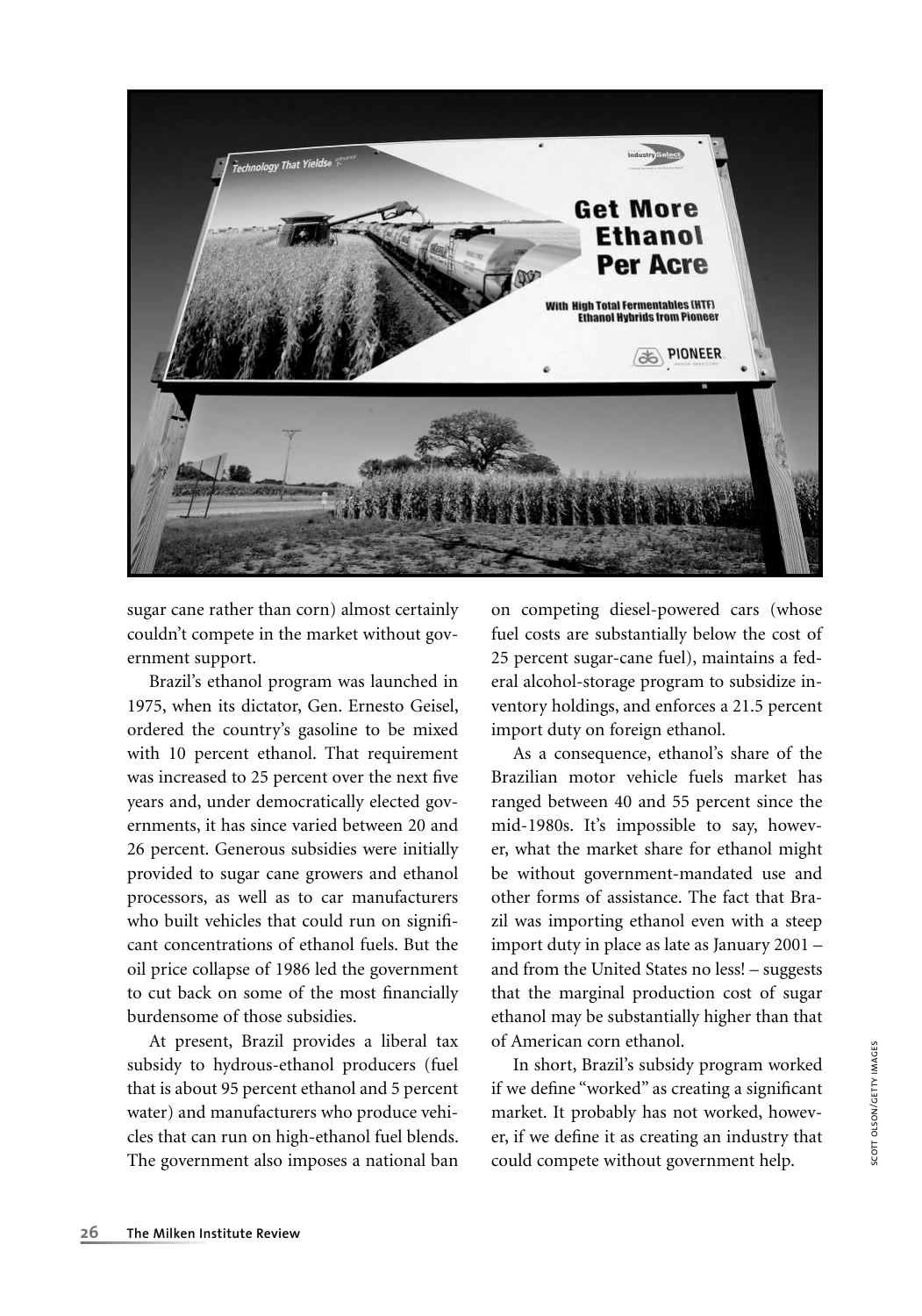sugar cane rather than corn) almost certainly couldn't compete in the market without government support.

Brazil's ethanol program was launched in 1975, when its dictator, Gen. Ernesto Geisel, ordered the country's gasoline to be mixed with 10 percent ethanol. That requirement was increased to 25 percent over the next five years and, under democratically elected governments, it has since varied between 20 and 26 percent. Generous subsidies were initially provided to sugar cane growers and ethanol processors, as well as to car manufacturers who built vehicles that could run on significant concentrations of ethanol fuels. But the oil price collapse of 1986 led the government to cut back on some of the most financially burdensome of those subsidies.

At present, Brazil provides a liberal tax subsidy to hydrous-ethanol producers (fuel that is about 95 percent ethanol and 5 percent water) and manufacturers who produce vehicles that can run on high-ethanol fuel blends. The government also imposes a national ban on competing diesel-powered cars (whose fuel costs are substantially below the cost of 25 percent sugar-cane fuel), maintains a federal alcohol-storage program to subsidize inventory holdings, and enforces a 21.5 percent import duty on foreign ethanol.

As a consequence, ethanol's share of the Brazilian motor vehicle fuels market has ranged between 40 and 55 percent since the mid-1980s. It's impossible to say, however, what the market share for ethanol might be without government-mandated use and other forms of assistance. The fact that Brazil was importing ethanol even with a steep import duty in place as late as January 2001 – and from the United States no less! – suggests that the marginal production cost of sugar ethanol may be substantially higher than that of American corn ethanol.

In short, Brazil's subsidy program worked if we define "worked" as creating a significant market. It probably has not worked, however, if we define it as creating an industry that could compete without government help.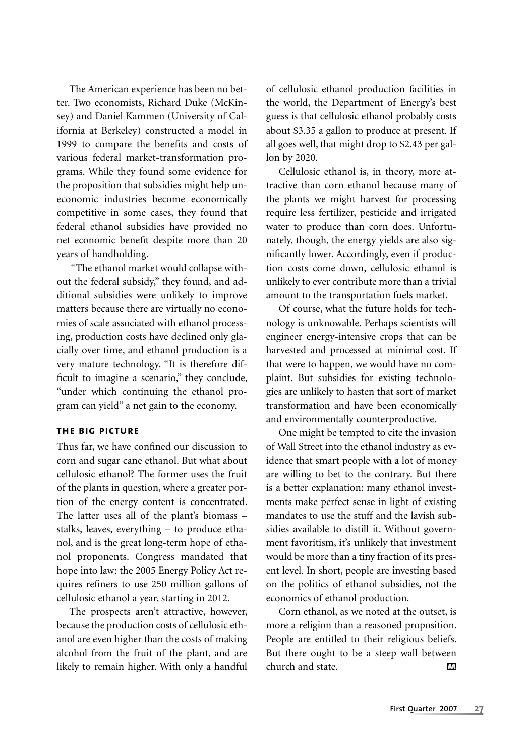The American experience has been no better. Two economists, Richard Duke (McKinsey) and Daniel Kammen (University of California at Berkeley) constructed a model in 1999 to compare the benefits and costs of various federal market-transformation programs. While they found some evidence for the proposition that subsidies might help uneconomic industries become economically competitive in some cases, they found that federal ethanol subsidies have provided no net economic benefit despite more than 20 years of handholding.

"The ethanol market would collapse without the federal subsidy," they found, and additional subsidies were unlikely to improve matters because there are virtually no economies of scale associated with ethanol processing, production costs have declined only glacially over time, and ethanol production is a very mature technology. "It is therefore difficult to imagine a scenario," they conclude, "under which continuing the ethanol program can yield" a net gain to the economy.

### THE BIG PICTURE

Thus far, we have confined our discussion to corn and sugar cane ethanol. But what about cellulosic ethanol? The former uses the fruit of the plants in question, where a greater portion of the energy content is concentrated. The latter uses all of the plant's biomass – stalks, leaves, everything – to produce ethanol, and is the great long-term hope of ethanol proponents. Congress mandated that hope into law: the 2005 Energy Policy Act requires refiners to use 250 million gallons of cellulosic ethanol a year, starting in 2012.

The prospects aren't attractive, however, because the production costs of cellulosic ethanol are even higher than the costs of making alcohol from the fruit of the plant, and are likely to remain higher. With only a handful of cellulosic ethanol production facilities in the world, the Department of Energy's best guess is that cellulosic ethanol probably costs about $3.35 a gallon to produce at present. If all goes well, that might drop to $2.43 per gallon by 2020.

Cellulosic ethanol is, in theory, more attractive than corn ethanol because many of the plants we might harvest for processing require less fertilizer, pesticide and irrigated water to produce than corn does. Unfortunately, though, the energy yields are also significantly lower. Accordingly, even if production costs come down, cellulosic ethanol is unlikely to ever contribute more than a trivial amount to the transportation fuels market.

Of course, what the future holds for technology is unknowable. Perhaps scientists will engineer energy-intensive crops that can be harvested and processed at minimal cost. If that were to happen, we would have no complaint. But subsidies for existing technologies are unlikely to hasten that sort of market transformation and have been economically and environmentally counterproductive.

One might be tempted to cite the invasion of Wall Street into the ethanol industry as evidence that smart people with a lot of money are willing to bet to the contrary. But there is a better explanation: many ethanol investments make perfect sense in light of existing mandates to use the stuff and the lavish subsidies available to distill it. Without government favoritism, it's unlikely that investment would be more than a tiny fraction of its present level. In short, people are investing based on the politics of ethanol subsidies, not the economics of ethanol production.

Corn ethanol, as we noted at the outset, is more a religion than a reasoned proposition. People are entitled to their religious beliefs. But there ought to be a steep wall between church and state.